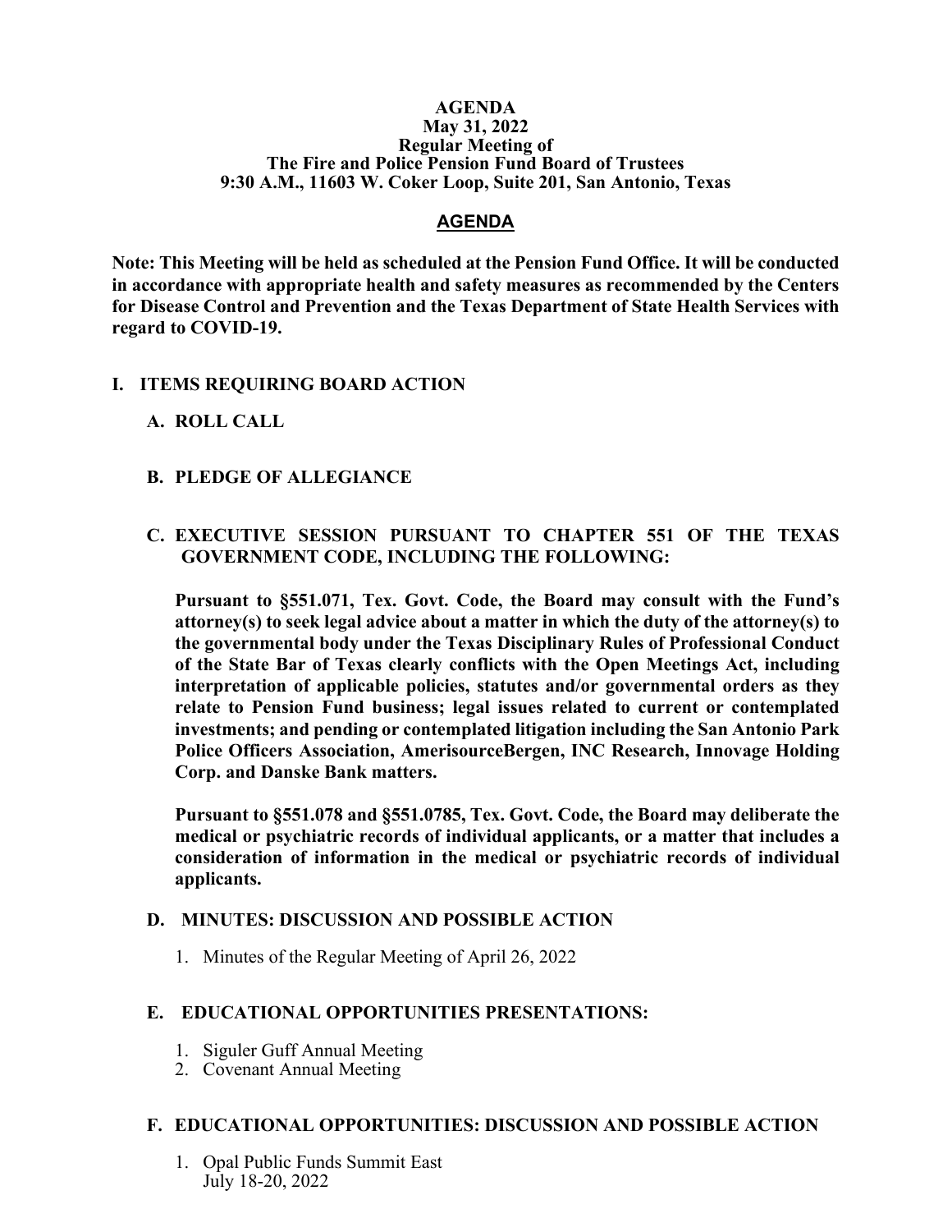**AGENDA**
**May 31, 2022**
**Regular Meeting of**
**The Fire and Police Pension Fund Board of Trustees**
**9:30 A.M., 11603 W. Coker Loop, Suite 201, San Antonio, Texas**

# AGENDA

**Note: This Meeting will be held as scheduled at the Pension Fund Office. It will be conducted in accordance with appropriate health and safety measures as recommended by the Centers for Disease Control and Prevention and the Texas Department of State Health Services with regard to COVID-19.**

## I. ITEMS REQUIRING BOARD ACTION

### A. ROLL CALL

### B. PLEDGE OF ALLEGIANCE

### C. EXECUTIVE SESSION PURSUANT TO CHAPTER 551 OF THE TEXAS GOVERNMENT CODE, INCLUDING THE FOLLOWING:

**Pursuant to §551.071, Tex. Govt. Code, the Board may consult with the Fund's attorney(s) to seek legal advice about a matter in which the duty of the attorney(s) to the governmental body under the Texas Disciplinary Rules of Professional Conduct of the State Bar of Texas clearly conflicts with the Open Meetings Act, including interpretation of applicable policies, statutes and/or governmental orders as they relate to Pension Fund business; legal issues related to current or contemplated investments; and pending or contemplated litigation including the San Antonio Park Police Officers Association, AmerisourceBergen, INC Research, Innovage Holding Corp. and Danske Bank matters.**

**Pursuant to §551.078 and §551.0785, Tex. Govt. Code, the Board may deliberate the medical or psychiatric records of individual applicants, or a matter that includes a consideration of information in the medical or psychiatric records of individual applicants.**

### D. MINUTES: DISCUSSION AND POSSIBLE ACTION

1. Minutes of the Regular Meeting of April 26, 2022

### E. EDUCATIONAL OPPORTUNITIES PRESENTATIONS:

1. Siguler Guff Annual Meeting
2. Covenant Annual Meeting

### F. EDUCATIONAL OPPORTUNITIES: DISCUSSION AND POSSIBLE ACTION

1. Opal Public Funds Summit East
   July 18-20, 2022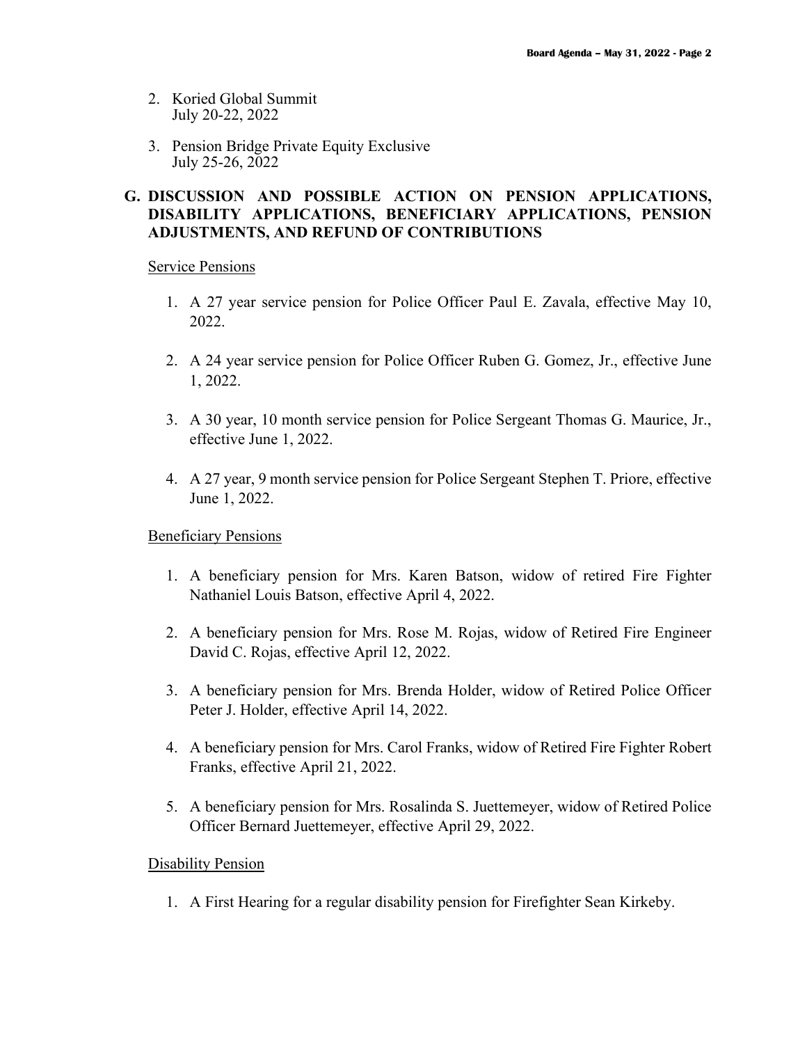2. Koried Global Summit
   July 20-22, 2022

3. Pension Bridge Private Equity Exclusive
   July 25-26, 2022

## G. DISCUSSION AND POSSIBLE ACTION ON PENSION APPLICATIONS, DISABILITY APPLICATIONS, BENEFICIARY APPLICATIONS, PENSION ADJUSTMENTS, AND REFUND OF CONTRIBUTIONS

Service Pensions

1. A 27 year service pension for Police Officer Paul E. Zavala, effective May 10, 2022.

2. A 24 year service pension for Police Officer Ruben G. Gomez, Jr., effective June 1, 2022.

3. A 30 year, 10 month service pension for Police Sergeant Thomas G. Maurice, Jr., effective June 1, 2022.

4. A 27 year, 9 month service pension for Police Sergeant Stephen T. Priore, effective June 1, 2022.

Beneficiary Pensions

1. A beneficiary pension for Mrs. Karen Batson, widow of retired Fire Fighter Nathaniel Louis Batson, effective April 4, 2022.

2. A beneficiary pension for Mrs. Rose M. Rojas, widow of Retired Fire Engineer David C. Rojas, effective April 12, 2022.

3. A beneficiary pension for Mrs. Brenda Holder, widow of Retired Police Officer Peter J. Holder, effective April 14, 2022.

4. A beneficiary pension for Mrs. Carol Franks, widow of Retired Fire Fighter Robert Franks, effective April 21, 2022.

5. A beneficiary pension for Mrs. Rosalinda S. Juettemeyer, widow of Retired Police Officer Bernard Juettemeyer, effective April 29, 2022.

Disability Pension

1. A First Hearing for a regular disability pension for Firefighter Sean Kirkeby.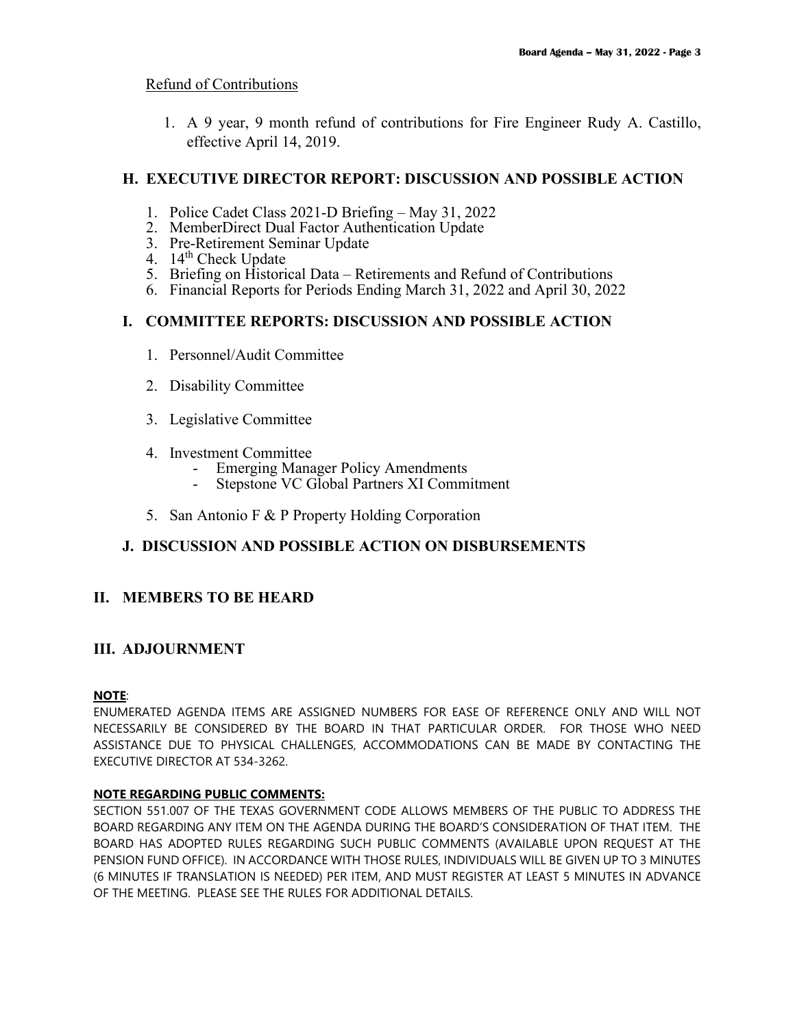Refund of Contributions

1. A 9 year, 9 month refund of contributions for Fire Engineer Rudy A. Castillo, effective April 14, 2019.

### H. EXECUTIVE DIRECTOR REPORT: DISCUSSION AND POSSIBLE ACTION

1. Police Cadet Class 2021-D Briefing – May 31, 2022
2. MemberDirect Dual Factor Authentication Update
3. Pre-Retirement Seminar Update
4. 14th Check Update
5. Briefing on Historical Data – Retirements and Refund of Contributions
6. Financial Reports for Periods Ending March 31, 2022 and April 30, 2022

### I. COMMITTEE REPORTS: DISCUSSION AND POSSIBLE ACTION

1. Personnel/Audit Committee
2. Disability Committee
3. Legislative Committee
4. Investment Committee
   - Emerging Manager Policy Amendments
   - Stepstone VC Global Partners XI Commitment
5. San Antonio F & P Property Holding Corporation

### J. DISCUSSION AND POSSIBLE ACTION ON DISBURSEMENTS

## II. MEMBERS TO BE HEARD

## III. ADJOURNMENT

**NOTE**:
ENUMERATED AGENDA ITEMS ARE ASSIGNED NUMBERS FOR EASE OF REFERENCE ONLY AND WILL NOT NECESSARILY BE CONSIDERED BY THE BOARD IN THAT PARTICULAR ORDER. FOR THOSE WHO NEED ASSISTANCE DUE TO PHYSICAL CHALLENGES, ACCOMMODATIONS CAN BE MADE BY CONTACTING THE EXECUTIVE DIRECTOR AT 534-3262.

**NOTE REGARDING PUBLIC COMMENTS:**
SECTION 551.007 OF THE TEXAS GOVERNMENT CODE ALLOWS MEMBERS OF THE PUBLIC TO ADDRESS THE BOARD REGARDING ANY ITEM ON THE AGENDA DURING THE BOARD'S CONSIDERATION OF THAT ITEM. THE BOARD HAS ADOPTED RULES REGARDING SUCH PUBLIC COMMENTS (AVAILABLE UPON REQUEST AT THE PENSION FUND OFFICE). IN ACCORDANCE WITH THOSE RULES, INDIVIDUALS WILL BE GIVEN UP TO 3 MINUTES (6 MINUTES IF TRANSLATION IS NEEDED) PER ITEM, AND MUST REGISTER AT LEAST 5 MINUTES IN ADVANCE OF THE MEETING. PLEASE SEE THE RULES FOR ADDITIONAL DETAILS.